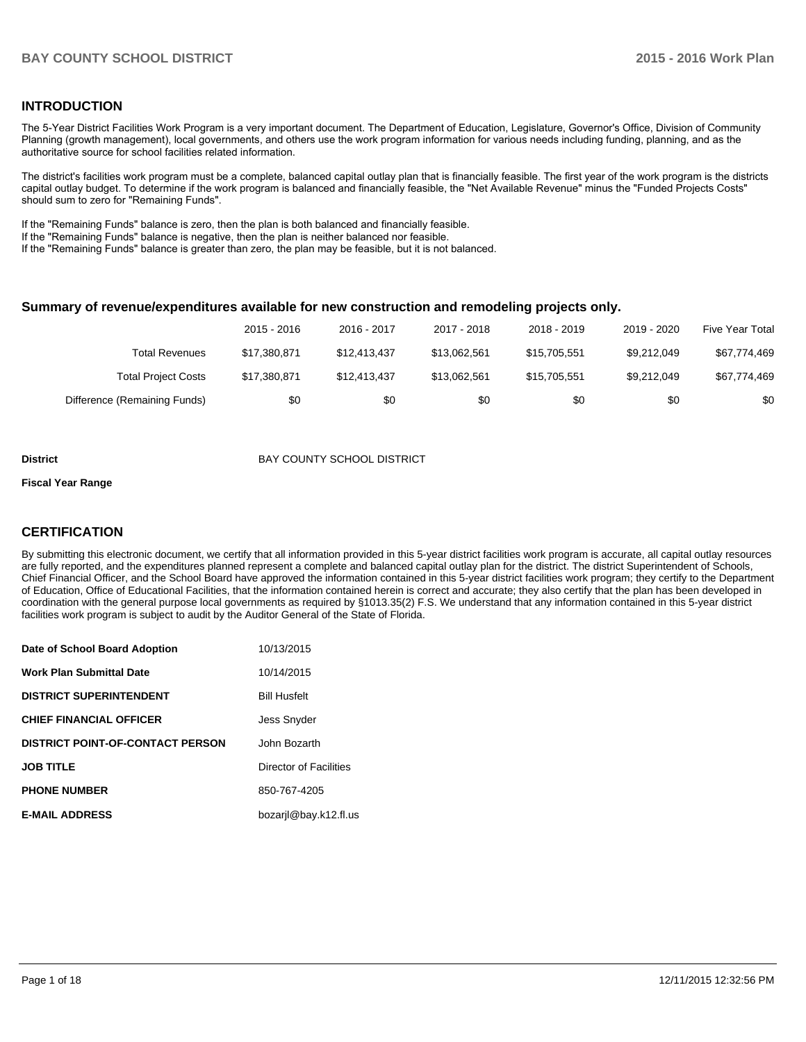## INTRODUCTION

The 5-Year District Facilities Work Program is a very important document. The Department of Education, Legislature, Governor's Office, Division of Community Planning (growth management), local governments, and others use the work program information for various needs including funding, planning, and as the authoritative source for school facilities related information.

The district's facilities work program must be a complete, balanced capital outlay plan that is financially feasible. The first year of the work program is the districts capital outlay budget. To determine if the work program is balanced and financially feasible, the "Net Available Revenue" minus the "Funded Projects Costs" should sum to zero for "Remaining Funds".

If the "Remaining Funds" balance is zero, then the plan is both balanced and financially feasible.
If the "Remaining Funds" balance is negative, then the plan is neither balanced nor feasible.
If the "Remaining Funds" balance is greater than zero, the plan may be feasible, but it is not balanced.

### Summary of revenue/expenditures available for new construction and remodeling projects only.

| | 2015 - 2016 | 2016 - 2017 | 2017 - 2018 | 2018 - 2019 | 2019 - 2020 | Five Year Total |
|---|---|---|---|---|---|---|
| Total Revenues | $17,380,871 | $12,413,437 | $13,062,561 | $15,705,551 | $9,212,049 | $67,774,469 |
| Total Project Costs | $17,380,871 | $12,413,437 | $13,062,561 | $15,705,551 | $9,212,049 | $67,774,469 |
| Difference (Remaining Funds) | $0 | $0 | $0 | $0 | $0 | $0 |

**District** BAY COUNTY SCHOOL DISTRICT

**Fiscal Year Range**

## CERTIFICATION

By submitting this electronic document, we certify that all information provided in this 5-year district facilities work program is accurate, all capital outlay resources are fully reported, and the expenditures planned represent a complete and balanced capital outlay plan for the district. The district Superintendent of Schools, Chief Financial Officer, and the School Board have approved the information contained in this 5-year district facilities work program; they certify to the Department of Education, Office of Educational Facilities, that the information contained herein is correct and accurate; they also certify that the plan has been developed in coordination with the general purpose local governments as required by §1013.35(2) F.S. We understand that any information contained in this 5-year district facilities work program is subject to audit by the Auditor General of the State of Florida.

| | |
|---|---|
| **Date of School Board Adoption** | 10/13/2015 |
| **Work Plan Submittal Date** | 10/14/2015 |
| **DISTRICT SUPERINTENDENT** | Bill Husfelt |
| **CHIEF FINANCIAL OFFICER** | Jess Snyder |
| **DISTRICT POINT-OF-CONTACT PERSON** | John Bozarth |
| **JOB TITLE** | Director of Facilities |
| **PHONE NUMBER** | 850-767-4205 |
| **E-MAIL ADDRESS** | bozarjl@bay.k12.fl.us |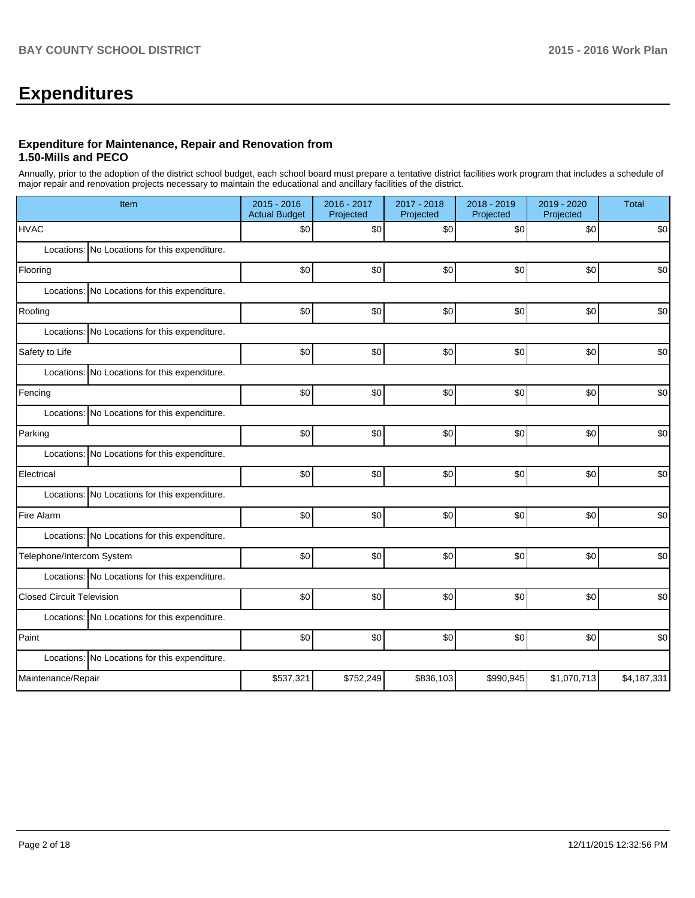# Expenditures

### Expenditure for Maintenance, Repair and Renovation from 1.50-Mills and PECO

Annually, prior to the adoption of the district school budget, each school board must prepare a tentative district facilities work program that includes a schedule of major repair and renovation projects necessary to maintain the educational and ancillary facilities of the district.

| Item | 2015 - 2016 Actual Budget | 2016 - 2017 Projected | 2017 - 2018 Projected | 2018 - 2019 Projected | 2019 - 2020 Projected | Total |
|---|---|---|---|---|---|---|
| HVAC | $0 | $0 | $0 | $0 | $0 | $0 |
| Locations: No Locations for this expenditure. | | | | | | |
| Flooring | $0 | $0 | $0 | $0 | $0 | $0 |
| Locations: No Locations for this expenditure. | | | | | | |
| Roofing | $0 | $0 | $0 | $0 | $0 | $0 |
| Locations: No Locations for this expenditure. | | | | | | |
| Safety to Life | $0 | $0 | $0 | $0 | $0 | $0 |
| Locations: No Locations for this expenditure. | | | | | | |
| Fencing | $0 | $0 | $0 | $0 | $0 | $0 |
| Locations: No Locations for this expenditure. | | | | | | |
| Parking | $0 | $0 | $0 | $0 | $0 | $0 |
| Locations: No Locations for this expenditure. | | | | | | |
| Electrical | $0 | $0 | $0 | $0 | $0 | $0 |
| Locations: No Locations for this expenditure. | | | | | | |
| Fire Alarm | $0 | $0 | $0 | $0 | $0 | $0 |
| Locations: No Locations for this expenditure. | | | | | | |
| Telephone/Intercom System | $0 | $0 | $0 | $0 | $0 | $0 |
| Locations: No Locations for this expenditure. | | | | | | |
| Closed Circuit Television | $0 | $0 | $0 | $0 | $0 | $0 |
| Locations: No Locations for this expenditure. | | | | | | |
| Paint | $0 | $0 | $0 | $0 | $0 | $0 |
| Locations: No Locations for this expenditure. | | | | | | |
| Maintenance/Repair | $537,321 | $752,249 | $836,103 | $990,945 | $1,070,713 | $4,187,331 |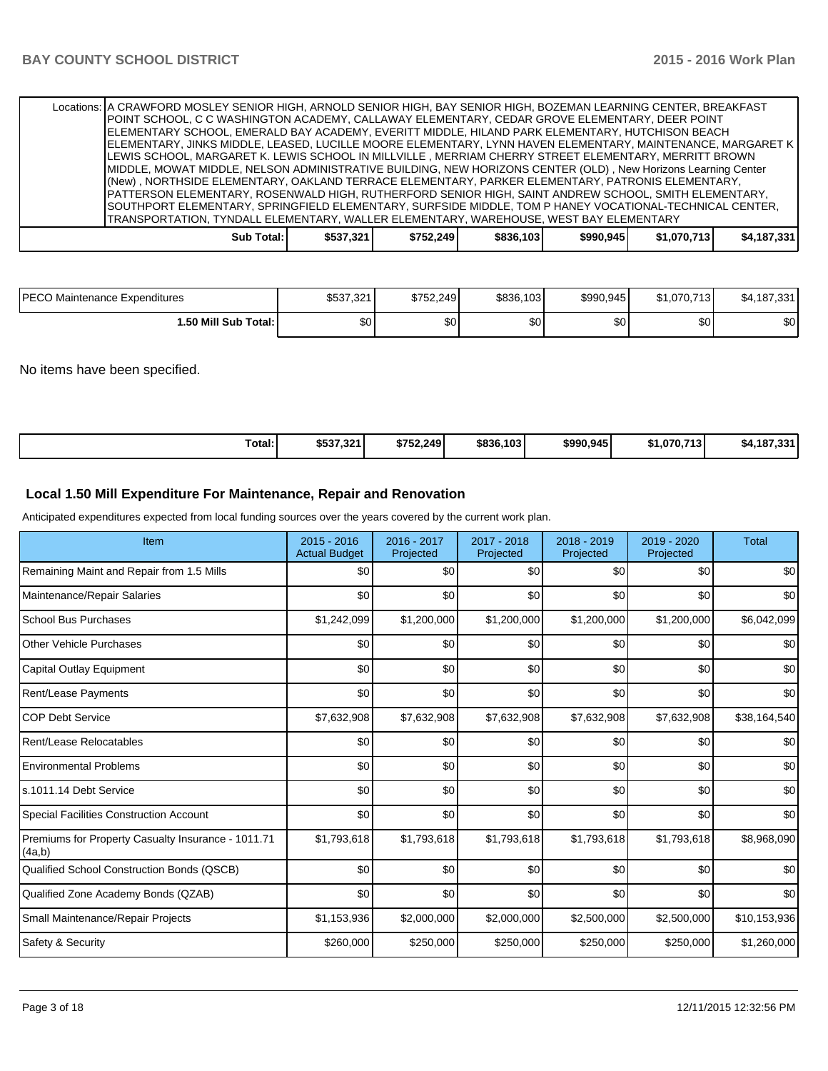| | | | | | | |
|---|---|---|---|---|---|---|
| Locations: | A CRAWFORD MOSLEY SENIOR HIGH, ARNOLD SENIOR HIGH, BAY SENIOR HIGH, BOZEMAN LEARNING CENTER, BREAKFAST POINT SCHOOL, C C WASHINGTON ACADEMY, CALLAWAY ELEMENTARY, CEDAR GROVE ELEMENTARY, DEER POINT ELEMENTARY SCHOOL, EMERALD BAY ACADEMY, EVERITT MIDDLE, HILAND PARK ELEMENTARY, HUTCHISON BEACH ELEMENTARY, JINKS MIDDLE, LEASED, LUCILLE MOORE ELEMENTARY, LYNN HAVEN ELEMENTARY, MAINTENANCE, MARGARET K LEWIS SCHOOL, MARGARET K. LEWIS SCHOOL IN MILLVILLE , MERRIAM CHERRY STREET ELEMENTARY, MERRITT BROWN MIDDLE, MOWAT MIDDLE, NELSON ADMINISTRATIVE BUILDING, NEW HORIZONS CENTER (OLD) , New Horizons Learning Center (New) , NORTHSIDE ELEMENTARY, OAKLAND TERRACE ELEMENTARY, PARKER ELEMENTARY, PATRONIS ELEMENTARY, PATTERSON ELEMENTARY, ROSENWALD HIGH, RUTHERFORD SENIOR HIGH, SAINT ANDREW SCHOOL, SMITH ELEMENTARY, SOUTHPORT ELEMENTARY, SPRINGFIELD ELEMENTARY, SURFSIDE MIDDLE, TOM P HANEY VOCATIONAL-TECHNICAL CENTER, TRANSPORTATION, TYNDALL ELEMENTARY, WALLER ELEMENTARY, WAREHOUSE, WEST BAY ELEMENTARY | | | | | |
| **Sub Total:** | **$537,321** | **$752,249** | **$836,103** | **$990,945** | **$1,070,713** | **$4,187,331** |

| | | | | | | |
|---|---|---|---|---|---|---|
| PECO Maintenance Expenditures | $537,321 | $752,249 | $836,103 | $990,945 | $1,070,713 | $4,187,331 |
| **1.50 Mill Sub Total:** | $0 | $0 | $0 | $0 | $0 | $0 |

No items have been specified.

| | | | | | | |
|---|---|---|---|---|---|---|
| **Total:** | **$537,321** | **$752,249** | **$836,103** | **$990,945** | **$1,070,713** | **$4,187,331** |

## Local 1.50 Mill Expenditure For Maintenance, Repair and Renovation

Anticipated expenditures expected from local funding sources over the years covered by the current work plan.

| Item | 2015 - 2016 Actual Budget | 2016 - 2017 Projected | 2017 - 2018 Projected | 2018 - 2019 Projected | 2019 - 2020 Projected | Total |
|---|---|---|---|---|---|---|
| Remaining Maint and Repair from 1.5 Mills | $0 | $0 | $0 | $0 | $0 | $0 |
| Maintenance/Repair Salaries | $0 | $0 | $0 | $0 | $0 | $0 |
| School Bus Purchases | $1,242,099 | $1,200,000 | $1,200,000 | $1,200,000 | $1,200,000 | $6,042,099 |
| Other Vehicle Purchases | $0 | $0 | $0 | $0 | $0 | $0 |
| Capital Outlay Equipment | $0 | $0 | $0 | $0 | $0 | $0 |
| Rent/Lease Payments | $0 | $0 | $0 | $0 | $0 | $0 |
| COP Debt Service | $7,632,908 | $7,632,908 | $7,632,908 | $7,632,908 | $7,632,908 | $38,164,540 |
| Rent/Lease Relocatables | $0 | $0 | $0 | $0 | $0 | $0 |
| Environmental Problems | $0 | $0 | $0 | $0 | $0 | $0 |
| s.1011.14 Debt Service | $0 | $0 | $0 | $0 | $0 | $0 |
| Special Facilities Construction Account | $0 | $0 | $0 | $0 | $0 | $0 |
| Premiums for Property Casualty Insurance - 1011.71 (4a,b) | $1,793,618 | $1,793,618 | $1,793,618 | $1,793,618 | $1,793,618 | $8,968,090 |
| Qualified School Construction Bonds (QSCB) | $0 | $0 | $0 | $0 | $0 | $0 |
| Qualified Zone Academy Bonds (QZAB) | $0 | $0 | $0 | $0 | $0 | $0 |
| Small Maintenance/Repair Projects | $1,153,936 | $2,000,000 | $2,000,000 | $2,500,000 | $2,500,000 | $10,153,936 |
| Safety & Security | $260,000 | $250,000 | $250,000 | $250,000 | $250,000 | $1,260,000 |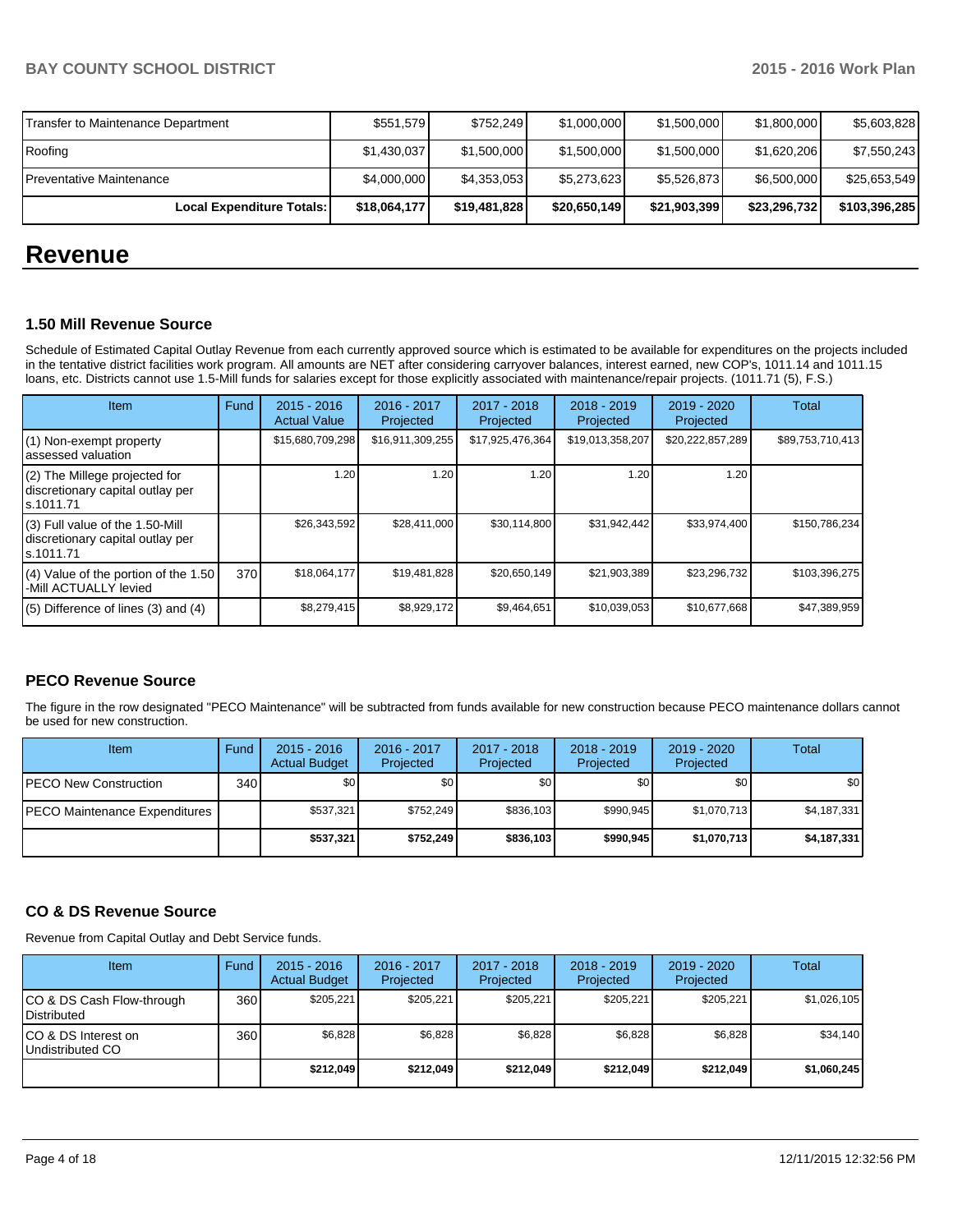| Transfer to Maintenance Department | $551,579 | $752,249 | $1,000,000 | $1,500,000 | $1,800,000 | $5,603,828 |
|---|---|---|---|---|---|---|
| Roofing | $1,430,037 | $1,500,000 | $1,500,000 | $1,500,000 | $1,620,206 | $7,550,243 |
| Preventative Maintenance | $4,000,000 | $4,353,053 | $5,273,623 | $5,526,873 | $6,500,000 | $25,653,549 |
| **Local Expenditure Totals:** | **$18,064,177** | **$19,481,828** | **$20,650,149** | **$21,903,399** | **$23,296,732** | **$103,396,285** |

# Revenue

### 1.50 Mill Revenue Source

Schedule of Estimated Capital Outlay Revenue from each currently approved source which is estimated to be available for expenditures on the projects included in the tentative district facilities work program. All amounts are NET after considering carryover balances, interest earned, new COP's, 1011.14 and 1011.15 loans, etc. Districts cannot use 1.5-Mill funds for salaries except for those explicitly associated with maintenance/repair projects. (1011.71 (5), F.S.)

| Item | Fund | 2015 - 2016 Actual Value | 2016 - 2017 Projected | 2017 - 2018 Projected | 2018 - 2019 Projected | 2019 - 2020 Projected | Total |
|---|---|---|---|---|---|---|---|
| (1) Non-exempt property assessed valuation | | $15,680,709,298 | $16,911,309,255 | $17,925,476,364 | $19,013,358,207 | $20,222,857,289 | $89,753,710,413 |
| (2) The Millege projected for discretionary capital outlay per s.1011.71 | | 1.20 | 1.20 | 1.20 | 1.20 | 1.20 | |
| (3) Full value of the 1.50-Mill discretionary capital outlay per s.1011.71 | | $26,343,592 | $28,411,000 | $30,114,800 | $31,942,442 | $33,974,400 | $150,786,234 |
| (4) Value of the portion of the 1.50 -Mill ACTUALLY levied | 370 | $18,064,177 | $19,481,828 | $20,650,149 | $21,903,389 | $23,296,732 | $103,396,275 |
| (5) Difference of lines (3) and (4) | | $8,279,415 | $8,929,172 | $9,464,651 | $10,039,053 | $10,677,668 | $47,389,959 |

### PECO Revenue Source

The figure in the row designated "PECO Maintenance" will be subtracted from funds available for new construction because PECO maintenance dollars cannot be used for new construction.

| Item | Fund | 2015 - 2016 Actual Budget | 2016 - 2017 Projected | 2017 - 2018 Projected | 2018 - 2019 Projected | 2019 - 2020 Projected | Total |
|---|---|---|---|---|---|---|---|
| PECO New Construction | 340 | $0 | $0 | $0 | $0 | $0 | $0 |
| PECO Maintenance Expenditures | | $537,321 | $752,249 | $836,103 | $990,945 | $1,070,713 | $4,187,331 |
| | | **$537,321** | **$752,249** | **$836,103** | **$990,945** | **$1,070,713** | **$4,187,331** |

### CO & DS Revenue Source

Revenue from Capital Outlay and Debt Service funds.

| Item | Fund | 2015 - 2016 Actual Budget | 2016 - 2017 Projected | 2017 - 2018 Projected | 2018 - 2019 Projected | 2019 - 2020 Projected | Total |
|---|---|---|---|---|---|---|---|
| CO & DS Cash Flow-through Distributed | 360 | $205,221 | $205,221 | $205,221 | $205,221 | $205,221 | $1,026,105 |
| CO & DS Interest on Undistributed CO | 360 | $6,828 | $6,828 | $6,828 | $6,828 | $6,828 | $34,140 |
| | | **$212,049** | **$212,049** | **$212,049** | **$212,049** | **$212,049** | **$1,060,245** |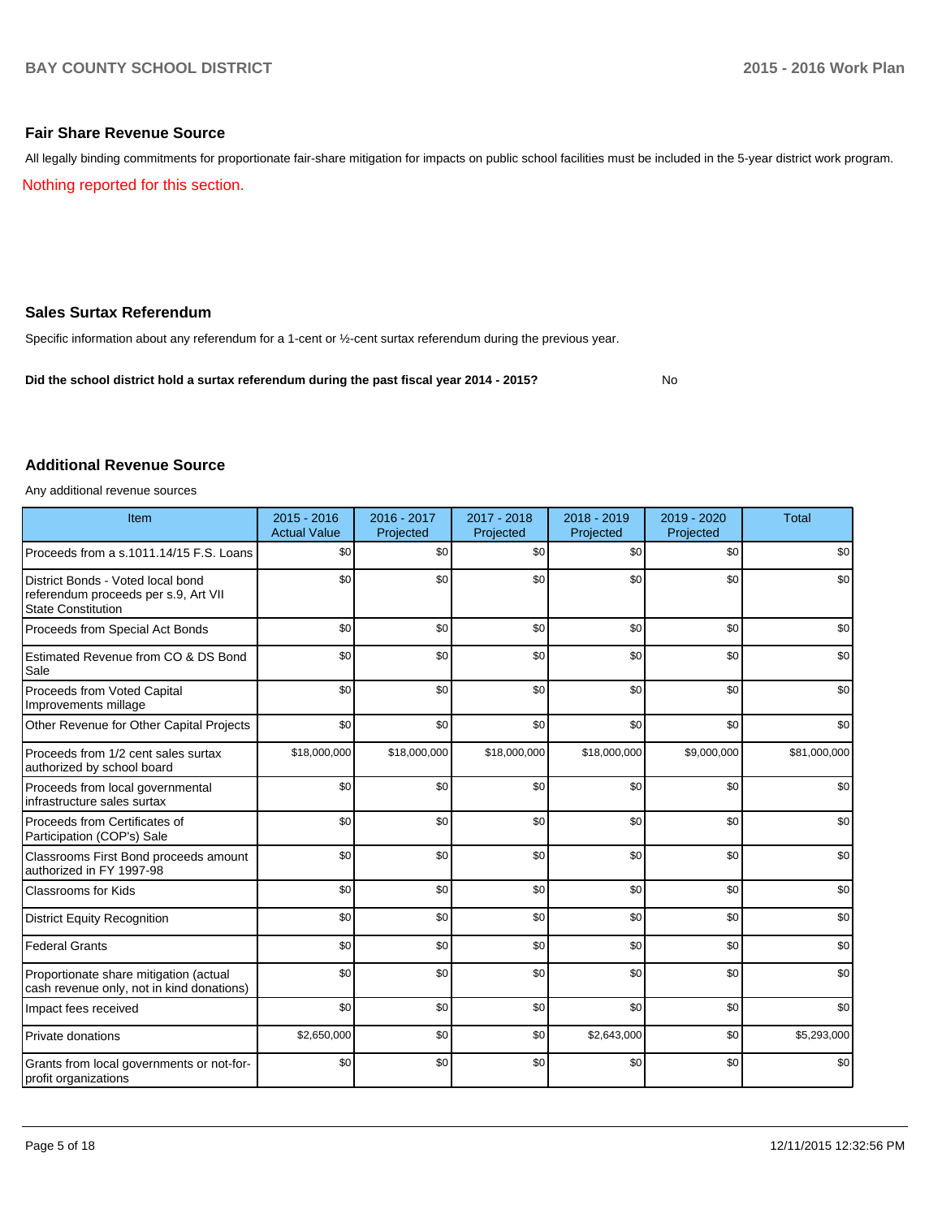## Fair Share Revenue Source

All legally binding commitments for proportionate fair-share mitigation for impacts on public school facilities must be included in the 5-year district work program.

Nothing reported for this section.

## Sales Surtax Referendum

Specific information about any referendum for a 1-cent or ½-cent surtax referendum during the previous year.

**Did the school district hold a surtax referendum during the past fiscal year 2014 - 2015?** No

## Additional Revenue Source

Any additional revenue sources

| Item | 2015 - 2016 Actual Value | 2016 - 2017 Projected | 2017 - 2018 Projected | 2018 - 2019 Projected | 2019 - 2020 Projected | Total |
|---|---|---|---|---|---|---|
| Proceeds from a s.1011.14/15 F.S. Loans | $0 | $0 | $0 | $0 | $0 | $0 |
| District Bonds - Voted local bond referendum proceeds per s.9, Art VII State Constitution | $0 | $0 | $0 | $0 | $0 | $0 |
| Proceeds from Special Act Bonds | $0 | $0 | $0 | $0 | $0 | $0 |
| Estimated Revenue from CO & DS Bond Sale | $0 | $0 | $0 | $0 | $0 | $0 |
| Proceeds from Voted Capital Improvements millage | $0 | $0 | $0 | $0 | $0 | $0 |
| Other Revenue for Other Capital Projects | $0 | $0 | $0 | $0 | $0 | $0 |
| Proceeds from 1/2 cent sales surtax authorized by school board | $18,000,000 | $18,000,000 | $18,000,000 | $18,000,000 | $9,000,000 | $81,000,000 |
| Proceeds from local governmental infrastructure sales surtax | $0 | $0 | $0 | $0 | $0 | $0 |
| Proceeds from Certificates of Participation (COP's) Sale | $0 | $0 | $0 | $0 | $0 | $0 |
| Classrooms First Bond proceeds amount authorized in FY 1997-98 | $0 | $0 | $0 | $0 | $0 | $0 |
| Classrooms for Kids | $0 | $0 | $0 | $0 | $0 | $0 |
| District Equity Recognition | $0 | $0 | $0 | $0 | $0 | $0 |
| Federal Grants | $0 | $0 | $0 | $0 | $0 | $0 |
| Proportionate share mitigation (actual cash revenue only, not in kind donations) | $0 | $0 | $0 | $0 | $0 | $0 |
| Impact fees received | $0 | $0 | $0 | $0 | $0 | $0 |
| Private donations | $2,650,000 | $0 | $0 | $2,643,000 | $0 | $5,293,000 |
| Grants from local governments or not-for-profit organizations | $0 | $0 | $0 | $0 | $0 | $0 |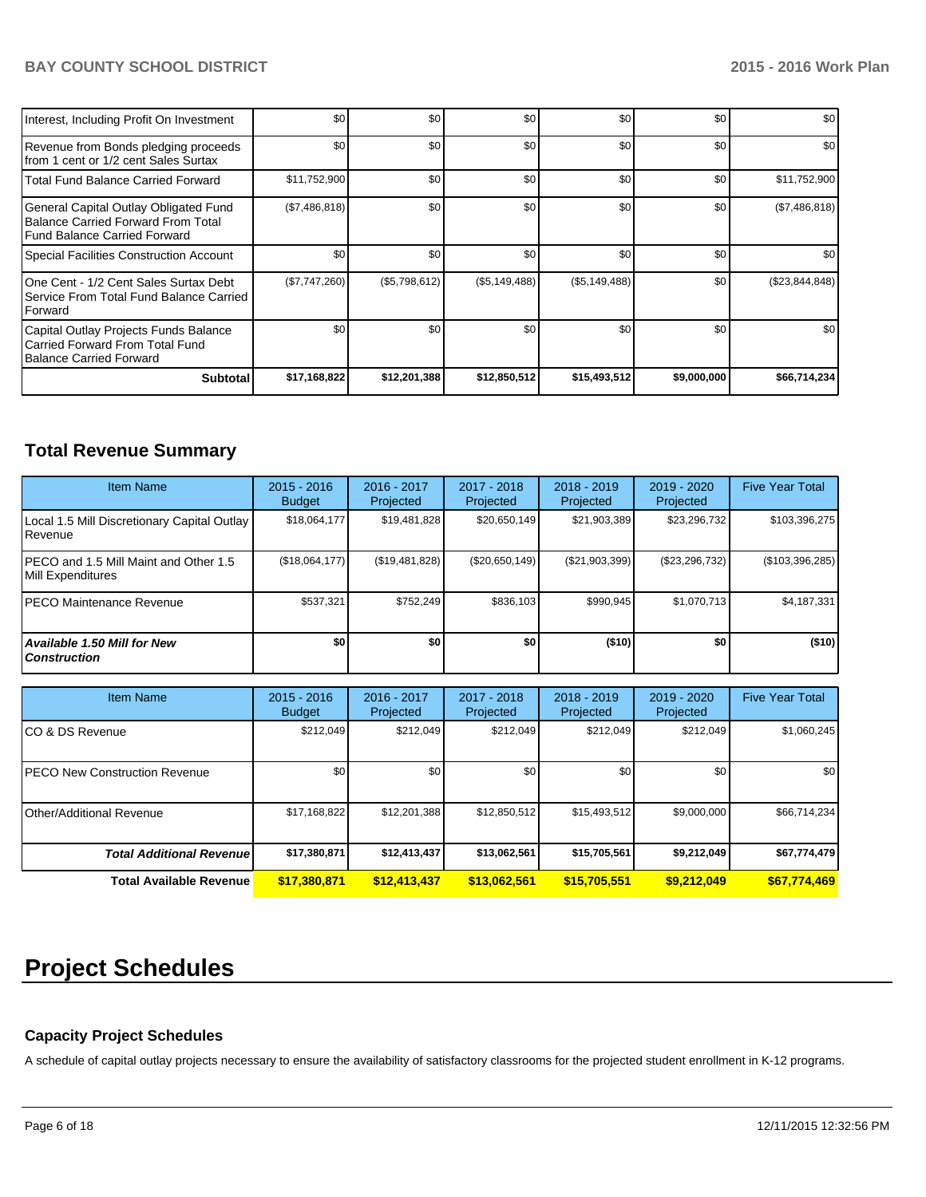| | | | | | | |
|---|---|---|---|---|---|---|
| Interest, Including Profit On Investment | $0 | $0 | $0 | $0 | $0 | $0 |
| Revenue from Bonds pledging proceeds from 1 cent or 1/2 cent Sales Surtax | $0 | $0 | $0 | $0 | $0 | $0 |
| Total Fund Balance Carried Forward | $11,752,900 | $0 | $0 | $0 | $0 | $11,752,900 |
| General Capital Outlay Obligated Fund Balance Carried Forward From Total Fund Balance Carried Forward | ($7,486,818) | $0 | $0 | $0 | $0 | ($7,486,818) |
| Special Facilities Construction Account | $0 | $0 | $0 | $0 | $0 | $0 |
| One Cent - 1/2 Cent Sales Surtax Debt Service From Total Fund Balance Carried Forward | ($7,747,260) | ($5,798,612) | ($5,149,488) | ($5,149,488) | $0 | ($23,844,848) |
| Capital Outlay Projects Funds Balance Carried Forward From Total Fund Balance Carried Forward | $0 | $0 | $0 | $0 | $0 | $0 |
| **Subtotal** | **$17,168,822** | **$12,201,388** | **$12,850,512** | **$15,493,512** | **$9,000,000** | **$66,714,234** |

## Total Revenue Summary

| Item Name | 2015 - 2016 Budget | 2016 - 2017 Projected | 2017 - 2018 Projected | 2018 - 2019 Projected | 2019 - 2020 Projected | Five Year Total |
|---|---|---|---|---|---|---|
| Local 1.5 Mill Discretionary Capital Outlay Revenue | $18,064,177 | $19,481,828 | $20,650,149 | $21,903,389 | $23,296,732 | $103,396,275 |
| PECO and 1.5 Mill Maint and Other 1.5 Mill Expenditures | ($18,064,177) | ($19,481,828) | ($20,650,149) | ($21,903,399) | ($23,296,732) | ($103,396,285) |
| PECO Maintenance Revenue | $537,321 | $752,249 | $836,103 | $990,945 | $1,070,713 | $4,187,331 |
| ***Available 1.50 Mill for New Construction*** | **$0** | **$0** | **$0** | **($10)** | **$0** | **($10)** |

| Item Name | 2015 - 2016 Budget | 2016 - 2017 Projected | 2017 - 2018 Projected | 2018 - 2019 Projected | 2019 - 2020 Projected | Five Year Total |
|---|---|---|---|---|---|---|
| CO & DS Revenue | $212,049 | $212,049 | $212,049 | $212,049 | $212,049 | $1,060,245 |
| PECO New Construction Revenue | $0 | $0 | $0 | $0 | $0 | $0 |
| Other/Additional Revenue | $17,168,822 | $12,201,388 | $12,850,512 | $15,493,512 | $9,000,000 | $66,714,234 |
| ***Total Additional Revenue*** | **$17,380,871** | **$12,413,437** | **$13,062,561** | **$15,705,561** | **$9,212,049** | **$67,774,479** |
| **Total Available Revenue** | **$17,380,871** | **$12,413,437** | **$13,062,561** | **$15,705,551** | **$9,212,049** | **$67,774,469** |

# Project Schedules

### Capacity Project Schedules

A schedule of capital outlay projects necessary to ensure the availability of satisfactory classrooms for the projected student enrollment in K-12 programs.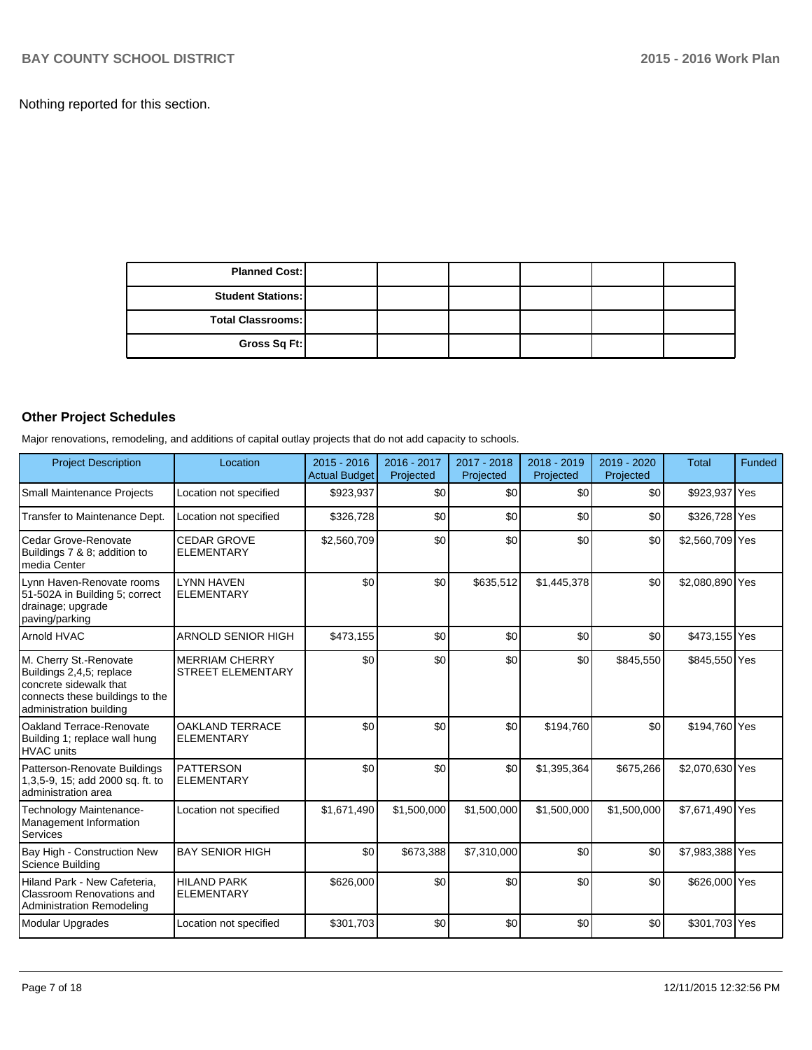Nothing reported for this section.

| Planned Cost: | | | | | | |
|---|---|---|---|---|---|---|
| Student Stations: | | | | | | |
| Total Classrooms: | | | | | | |
| Gross Sq Ft: | | | | | | |

### Other Project Schedules

Major renovations, remodeling, and additions of capital outlay projects that do not add capacity to schools.

| Project Description | Location | 2015 - 2016 Actual Budget | 2016 - 2017 Projected | 2017 - 2018 Projected | 2018 - 2019 Projected | 2019 - 2020 Projected | Total | Funded |
|---|---|---|---|---|---|---|---|---|
| Small Maintenance Projects | Location not specified | $923,937 | $0 | $0 | $0 | $0 | $923,937 | Yes |
| Transfer to Maintenance Dept. | Location not specified | $326,728 | $0 | $0 | $0 | $0 | $326,728 | Yes |
| Cedar Grove-Renovate Buildings 7 & 8; addition to media Center | CEDAR GROVE ELEMENTARY | $2,560,709 | $0 | $0 | $0 | $0 | $2,560,709 | Yes |
| Lynn Haven-Renovate rooms 51-502A in Building 5; correct drainage; upgrade paving/parking | LYNN HAVEN ELEMENTARY | $0 | $0 | $635,512 | $1,445,378 | $0 | $2,080,890 | Yes |
| Arnold HVAC | ARNOLD SENIOR HIGH | $473,155 | $0 | $0 | $0 | $0 | $473,155 | Yes |
| M. Cherry St.-Renovate Buildings 2,4,5; replace concrete sidewalk that connects these buildings to the administration building | MERRIAM CHERRY STREET ELEMENTARY | $0 | $0 | $0 | $0 | $845,550 | $845,550 | Yes |
| Oakland Terrace-Renovate Building 1; replace wall hung HVAC units | OAKLAND TERRACE ELEMENTARY | $0 | $0 | $0 | $194,760 | $0 | $194,760 | Yes |
| Patterson-Renovate Buildings 1,3,5-9, 15; add 2000 sq. ft. to administration area | PATTERSON ELEMENTARY | $0 | $0 | $0 | $1,395,364 | $675,266 | $2,070,630 | Yes |
| Technology Maintenance-Management Information Services | Location not specified | $1,671,490 | $1,500,000 | $1,500,000 | $1,500,000 | $1,500,000 | $7,671,490 | Yes |
| Bay High - Construction New Science Building | BAY SENIOR HIGH | $0 | $673,388 | $7,310,000 | $0 | $0 | $7,983,388 | Yes |
| Hiland Park - New Cafeteria, Classroom Renovations and Administration Remodeling | HILAND PARK ELEMENTARY | $626,000 | $0 | $0 | $0 | $0 | $626,000 | Yes |
| Modular Upgrades | Location not specified | $301,703 | $0 | $0 | $0 | $0 | $301,703 | Yes |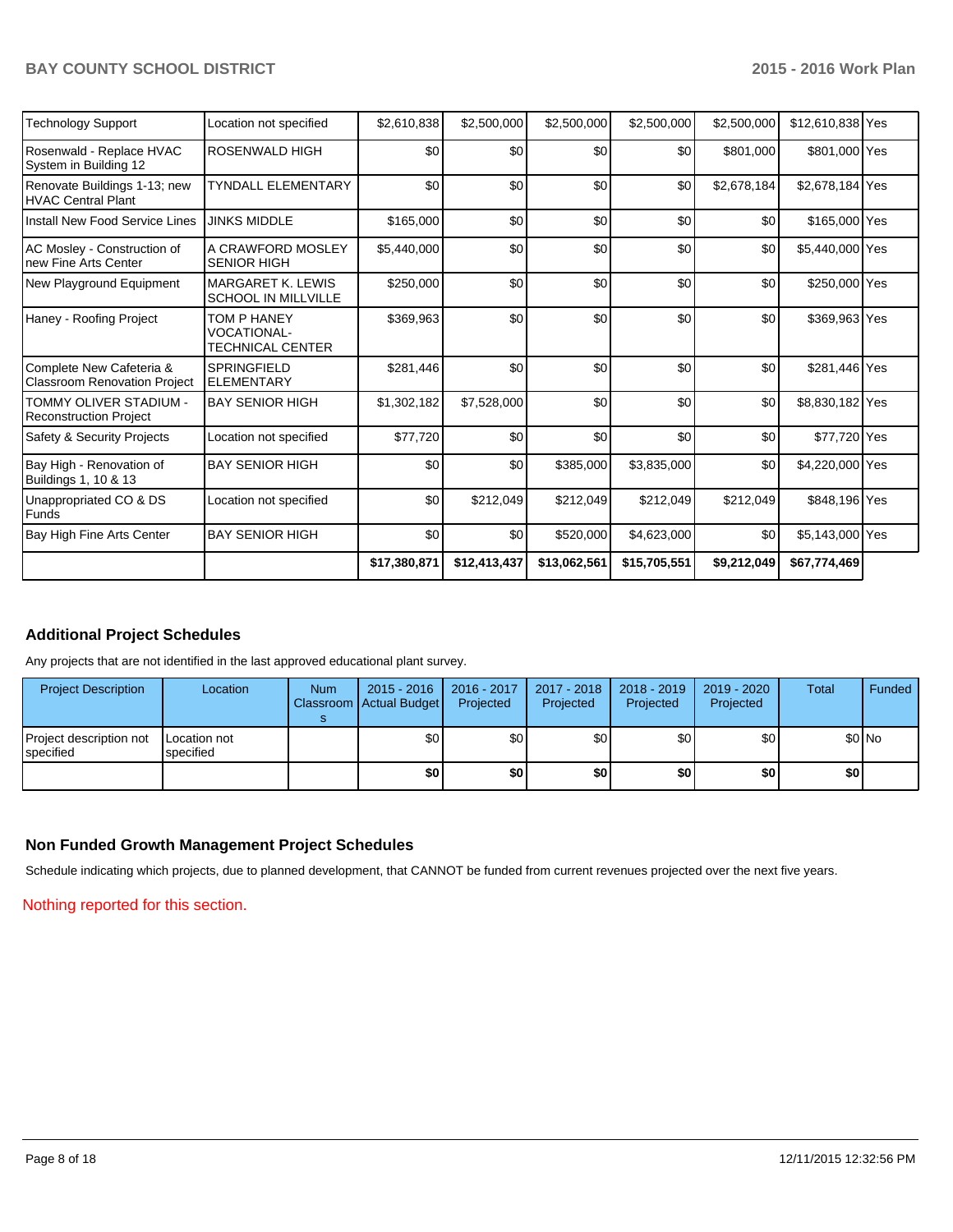| | | | | | | | | |
|---|---|---|---|---|---|---|---|---|
| Technology Support | Location not specified | $2,610,838 | $2,500,000 | $2,500,000 | $2,500,000 | $2,500,000 | $12,610,838 | Yes |
| Rosenwald - Replace HVAC System in Building 12 | ROSENWALD HIGH | $0 | $0 | $0 | $0 | $801,000 | $801,000 | Yes |
| Renovate Buildings 1-13; new HVAC Central Plant | TYNDALL ELEMENTARY | $0 | $0 | $0 | $0 | $2,678,184 | $2,678,184 | Yes |
| Install New Food Service Lines | JINKS MIDDLE | $165,000 | $0 | $0 | $0 | $0 | $165,000 | Yes |
| AC Mosley - Construction of new Fine Arts Center | A CRAWFORD MOSLEY SENIOR HIGH | $5,440,000 | $0 | $0 | $0 | $0 | $5,440,000 | Yes |
| New Playground Equipment | MARGARET K. LEWIS SCHOOL IN MILLVILLE | $250,000 | $0 | $0 | $0 | $0 | $250,000 | Yes |
| Haney - Roofing Project | TOM P HANEY VOCATIONAL-TECHNICAL CENTER | $369,963 | $0 | $0 | $0 | $0 | $369,963 | Yes |
| Complete New Cafeteria & Classroom Renovation Project | SPRINGFIELD ELEMENTARY | $281,446 | $0 | $0 | $0 | $0 | $281,446 | Yes |
| TOMMY OLIVER STADIUM - Reconstruction Project | BAY SENIOR HIGH | $1,302,182 | $7,528,000 | $0 | $0 | $0 | $8,830,182 | Yes |
| Safety & Security Projects | Location not specified | $77,720 | $0 | $0 | $0 | $0 | $77,720 | Yes |
| Bay High - Renovation of Buildings 1, 10 & 13 | BAY SENIOR HIGH | $0 | $0 | $385,000 | $3,835,000 | $0 | $4,220,000 | Yes |
| Unappropriated CO & DS Funds | Location not specified | $0 | $212,049 | $212,049 | $212,049 | $212,049 | $848,196 | Yes |
| Bay High Fine Arts Center | BAY SENIOR HIGH | $0 | $0 | $520,000 | $4,623,000 | $0 | $5,143,000 | Yes |
| | | **$17,380,871** | **$12,413,437** | **$13,062,561** | **$15,705,551** | **$9,212,049** | **$67,774,469** | |

## Additional Project Schedules

Any projects that are not identified in the last approved educational plant survey.

| Project Description | Location | Num Classrooms | 2015 - 2016 Actual Budget | 2016 - 2017 Projected | 2017 - 2018 Projected | 2018 - 2019 Projected | 2019 - 2020 Projected | Total | Funded |
|---|---|---|---|---|---|---|---|---|---|
| Project description not specified | Location not specified | | $0 | $0 | $0 | $0 | $0 | $0 | No |
| | | | **$0** | **$0** | **$0** | **$0** | **$0** | **$0** | |

## Non Funded Growth Management Project Schedules

Schedule indicating which projects, due to planned development, that CANNOT be funded from current revenues projected over the next five years.

Nothing reported for this section.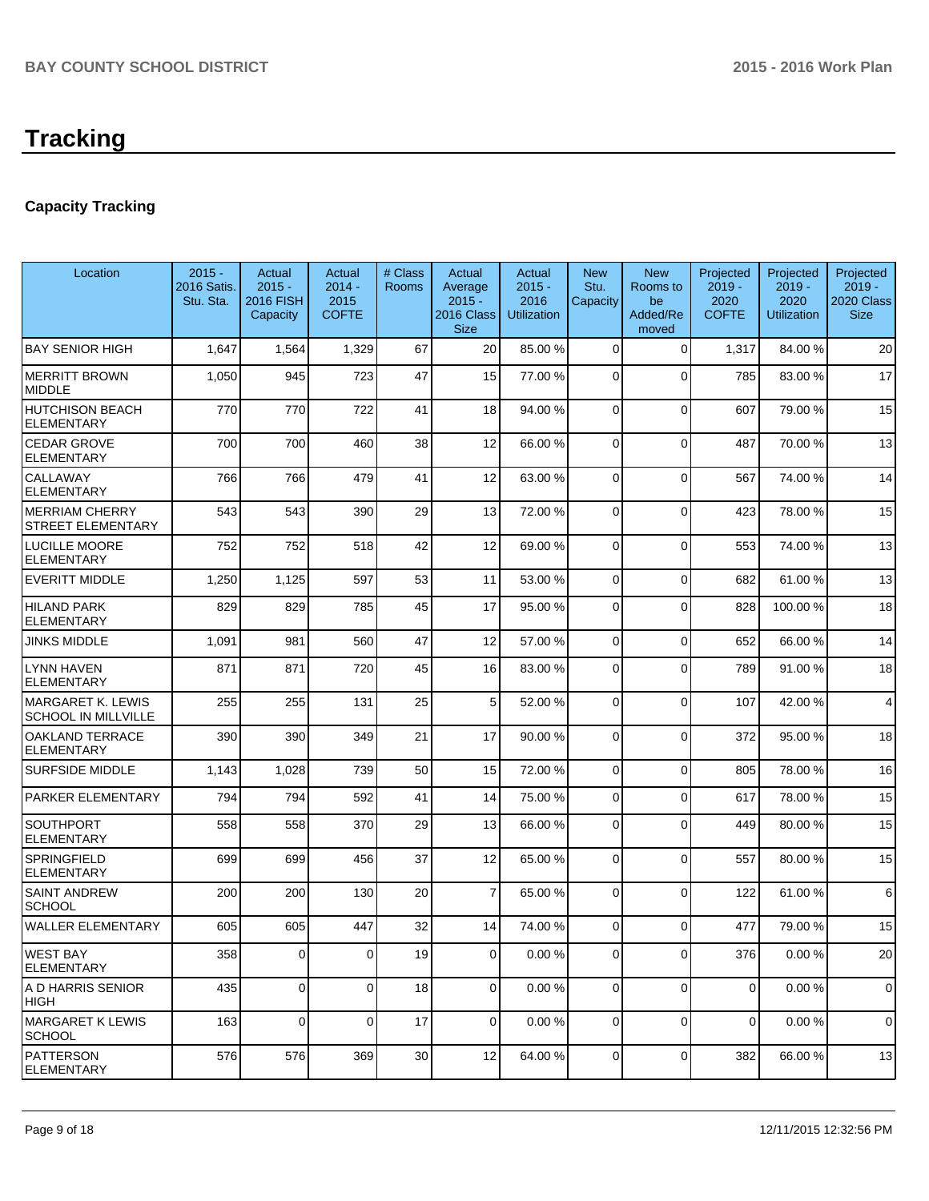# Tracking

## Capacity Tracking

| Location | 2015 - 2016 Satis. Stu. Sta. | Actual 2015 - 2016 FISH Capacity | Actual 2014 - 2015 COFTE | # Class Rooms | Actual Average 2015 - 2016 Class Size | Actual 2015 - 2016 Utilization | New Stu. Capacity | New Rooms to be Added/Removed | Projected 2019 - 2020 COFTE | Projected 2019 - 2020 Utilization | Projected 2019 - 2020 Class Size |
|---|---|---|---|---|---|---|---|---|---|---|---|
| BAY SENIOR HIGH | 1,647 | 1,564 | 1,329 | 67 | 20 | 85.00 % | 0 | 0 | 1,317 | 84.00 % | 20 |
| MERRITT BROWN MIDDLE | 1,050 | 945 | 723 | 47 | 15 | 77.00 % | 0 | 0 | 785 | 83.00 % | 17 |
| HUTCHISON BEACH ELEMENTARY | 770 | 770 | 722 | 41 | 18 | 94.00 % | 0 | 0 | 607 | 79.00 % | 15 |
| CEDAR GROVE ELEMENTARY | 700 | 700 | 460 | 38 | 12 | 66.00 % | 0 | 0 | 487 | 70.00 % | 13 |
| CALLAWAY ELEMENTARY | 766 | 766 | 479 | 41 | 12 | 63.00 % | 0 | 0 | 567 | 74.00 % | 14 |
| MERRIAM CHERRY STREET ELEMENTARY | 543 | 543 | 390 | 29 | 13 | 72.00 % | 0 | 0 | 423 | 78.00 % | 15 |
| LUCILLE MOORE ELEMENTARY | 752 | 752 | 518 | 42 | 12 | 69.00 % | 0 | 0 | 553 | 74.00 % | 13 |
| EVERITT MIDDLE | 1,250 | 1,125 | 597 | 53 | 11 | 53.00 % | 0 | 0 | 682 | 61.00 % | 13 |
| HILAND PARK ELEMENTARY | 829 | 829 | 785 | 45 | 17 | 95.00 % | 0 | 0 | 828 | 100.00 % | 18 |
| JINKS MIDDLE | 1,091 | 981 | 560 | 47 | 12 | 57.00 % | 0 | 0 | 652 | 66.00 % | 14 |
| LYNN HAVEN ELEMENTARY | 871 | 871 | 720 | 45 | 16 | 83.00 % | 0 | 0 | 789 | 91.00 % | 18 |
| MARGARET K. LEWIS SCHOOL IN MILLVILLE | 255 | 255 | 131 | 25 | 5 | 52.00 % | 0 | 0 | 107 | 42.00 % | 4 |
| OAKLAND TERRACE ELEMENTARY | 390 | 390 | 349 | 21 | 17 | 90.00 % | 0 | 0 | 372 | 95.00 % | 18 |
| SURFSIDE MIDDLE | 1,143 | 1,028 | 739 | 50 | 15 | 72.00 % | 0 | 0 | 805 | 78.00 % | 16 |
| PARKER ELEMENTARY | 794 | 794 | 592 | 41 | 14 | 75.00 % | 0 | 0 | 617 | 78.00 % | 15 |
| SOUTHPORT ELEMENTARY | 558 | 558 | 370 | 29 | 13 | 66.00 % | 0 | 0 | 449 | 80.00 % | 15 |
| SPRINGFIELD ELEMENTARY | 699 | 699 | 456 | 37 | 12 | 65.00 % | 0 | 0 | 557 | 80.00 % | 15 |
| SAINT ANDREW SCHOOL | 200 | 200 | 130 | 20 | 7 | 65.00 % | 0 | 0 | 122 | 61.00 % | 6 |
| WALLER ELEMENTARY | 605 | 605 | 447 | 32 | 14 | 74.00 % | 0 | 0 | 477 | 79.00 % | 15 |
| WEST BAY ELEMENTARY | 358 | 0 | 0 | 19 | 0 | 0.00 % | 0 | 0 | 376 | 0.00 % | 20 |
| A D HARRIS SENIOR HIGH | 435 | 0 | 0 | 18 | 0 | 0.00 % | 0 | 0 | 0 | 0.00 % | 0 |
| MARGARET K LEWIS SCHOOL | 163 | 0 | 0 | 17 | 0 | 0.00 % | 0 | 0 | 0 | 0.00 % | 0 |
| PATTERSON ELEMENTARY | 576 | 576 | 369 | 30 | 12 | 64.00 % | 0 | 0 | 382 | 66.00 % | 13 |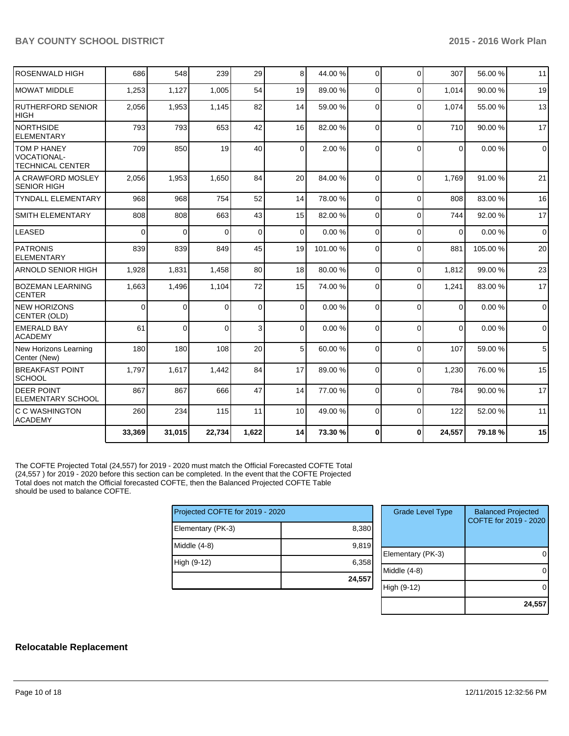| | | | | | | | | | | |
|---|---|---|---|---|---|---|---|---|---|---|
| ROSENWALD HIGH | 686 | 548 | 239 | 29 | 8 | 44.00 % | 0 | 0 | 307 | 56.00 % | 11 |
| MOWAT MIDDLE | 1,253 | 1,127 | 1,005 | 54 | 19 | 89.00 % | 0 | 0 | 1,014 | 90.00 % | 19 |
| RUTHERFORD SENIOR HIGH | 2,056 | 1,953 | 1,145 | 82 | 14 | 59.00 % | 0 | 0 | 1,074 | 55.00 % | 13 |
| NORTHSIDE ELEMENTARY | 793 | 793 | 653 | 42 | 16 | 82.00 % | 0 | 0 | 710 | 90.00 % | 17 |
| TOM P HANEY VOCATIONAL-TECHNICAL CENTER | 709 | 850 | 19 | 40 | 0 | 2.00 % | 0 | 0 | 0 | 0.00 % | 0 |
| A CRAWFORD MOSLEY SENIOR HIGH | 2,056 | 1,953 | 1,650 | 84 | 20 | 84.00 % | 0 | 0 | 1,769 | 91.00 % | 21 |
| TYNDALL ELEMENTARY | 968 | 968 | 754 | 52 | 14 | 78.00 % | 0 | 0 | 808 | 83.00 % | 16 |
| SMITH ELEMENTARY | 808 | 808 | 663 | 43 | 15 | 82.00 % | 0 | 0 | 744 | 92.00 % | 17 |
| LEASED | 0 | 0 | 0 | 0 | 0 | 0.00 % | 0 | 0 | 0 | 0.00 % | 0 |
| PATRONIS ELEMENTARY | 839 | 839 | 849 | 45 | 19 | 101.00 % | 0 | 0 | 881 | 105.00 % | 20 |
| ARNOLD SENIOR HIGH | 1,928 | 1,831 | 1,458 | 80 | 18 | 80.00 % | 0 | 0 | 1,812 | 99.00 % | 23 |
| BOZEMAN LEARNING CENTER | 1,663 | 1,496 | 1,104 | 72 | 15 | 74.00 % | 0 | 0 | 1,241 | 83.00 % | 17 |
| NEW HORIZONS CENTER (OLD) | 0 | 0 | 0 | 0 | 0 | 0.00 % | 0 | 0 | 0 | 0.00 % | 0 |
| EMERALD BAY ACADEMY | 61 | 0 | 0 | 3 | 0 | 0.00 % | 0 | 0 | 0 | 0.00 % | 0 |
| New Horizons Learning Center (New) | 180 | 180 | 108 | 20 | 5 | 60.00 % | 0 | 0 | 107 | 59.00 % | 5 |
| BREAKFAST POINT SCHOOL | 1,797 | 1,617 | 1,442 | 84 | 17 | 89.00 % | 0 | 0 | 1,230 | 76.00 % | 15 |
| DEER POINT ELEMENTARY SCHOOL | 867 | 867 | 666 | 47 | 14 | 77.00 % | 0 | 0 | 784 | 90.00 % | 17 |
| C C WASHINGTON ACADEMY | 260 | 234 | 115 | 11 | 10 | 49.00 % | 0 | 0 | 122 | 52.00 % | 11 |
| | **33,369** | **31,015** | **22,734** | **1,622** | **14** | **73.30 %** | **0** | **0** | **24,557** | **79.18 %** | **15** |

The COFTE Projected Total (24,557) for 2019 - 2020 must match the Official Forecasted COFTE Total (24,557 ) for 2019 - 2020 before this section can be completed. In the event that the COFTE Projected Total does not match the Official forecasted COFTE, then the Balanced Projected COFTE Table should be used to balance COFTE.

| Projected COFTE for 2019 - 2020 | |
|---|---|
| Elementary (PK-3) | 8,380 |
| Middle (4-8) | 9,819 |
| High (9-12) | 6,358 |
| | **24,557** |

| Grade Level Type | Balanced Projected COFTE for 2019 - 2020 |
|---|---|
| Elementary (PK-3) | 0 |
| Middle (4-8) | 0 |
| High (9-12) | 0 |
| | **24,557** |

## Relocatable Replacement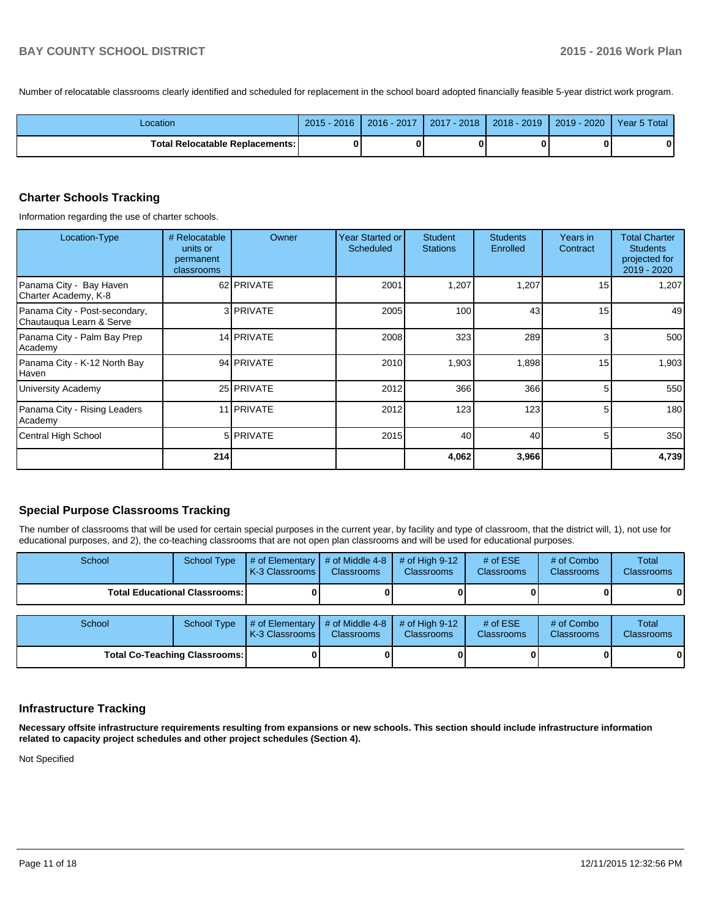Number of relocatable classrooms clearly identified and scheduled for replacement in the school board adopted financially feasible 5-year district work program.

| Location | 2015 - 2016 | 2016 - 2017 | 2017 - 2018 | 2018 - 2019 | 2019 - 2020 | Year 5 Total |
|---|---|---|---|---|---|---|
| **Total Relocatable Replacements:** | **0** | **0** | **0** | **0** | **0** | **0** |

## Charter Schools Tracking

Information regarding the use of charter schools.

| Location-Type | # Relocatable units or permanent classrooms | Owner | Year Started or Scheduled | Student Stations | Students Enrolled | Years in Contract | Total Charter Students projected for 2019 - 2020 |
|---|---|---|---|---|---|---|---|
| Panama City - Bay Haven Charter Academy, K-8 | 62 | PRIVATE | 2001 | 1,207 | 1,207 | 15 | 1,207 |
| Panama City - Post-secondary, Chautauqua Learn & Serve | 3 | PRIVATE | 2005 | 100 | 43 | 15 | 49 |
| Panama City - Palm Bay Prep Academy | 14 | PRIVATE | 2008 | 323 | 289 | 3 | 500 |
| Panama City - K-12 North Bay Haven | 94 | PRIVATE | 2010 | 1,903 | 1,898 | 15 | 1,903 |
| University Academy | 25 | PRIVATE | 2012 | 366 | 366 | 5 | 550 |
| Panama City - Rising Leaders Academy | 11 | PRIVATE | 2012 | 123 | 123 | 5 | 180 |
| Central High School | 5 | PRIVATE | 2015 | 40 | 40 | 5 | 350 |
| | **214** | | | **4,062** | **3,966** | | **4,739** |

## Special Purpose Classrooms Tracking

The number of classrooms that will be used for certain special purposes in the current year, by facility and type of classroom, that the district will, 1), not use for educational purposes, and 2), the co-teaching classrooms that are not open plan classrooms and will be used for educational purposes.

| School | School Type | # of Elementary K-3 Classrooms | # of Middle 4-8 Classrooms | # of High 9-12 Classrooms | # of ESE Classrooms | # of Combo Classrooms | Total Classrooms |
|---|---|---|---|---|---|---|---|
| **Total Educational Classrooms:** | | **0** | **0** | **0** | **0** | **0** | **0** |

| School | School Type | # of Elementary K-3 Classrooms | # of Middle 4-8 Classrooms | # of High 9-12 Classrooms | # of ESE Classrooms | # of Combo Classrooms | Total Classrooms |
|---|---|---|---|---|---|---|---|
| **Total Co-Teaching Classrooms:** | | **0** | **0** | **0** | **0** | **0** | **0** |

## Infrastructure Tracking

**Necessary offsite infrastructure requirements resulting from expansions or new schools. This section should include infrastructure information related to capacity project schedules and other project schedules (Section 4).**

Not Specified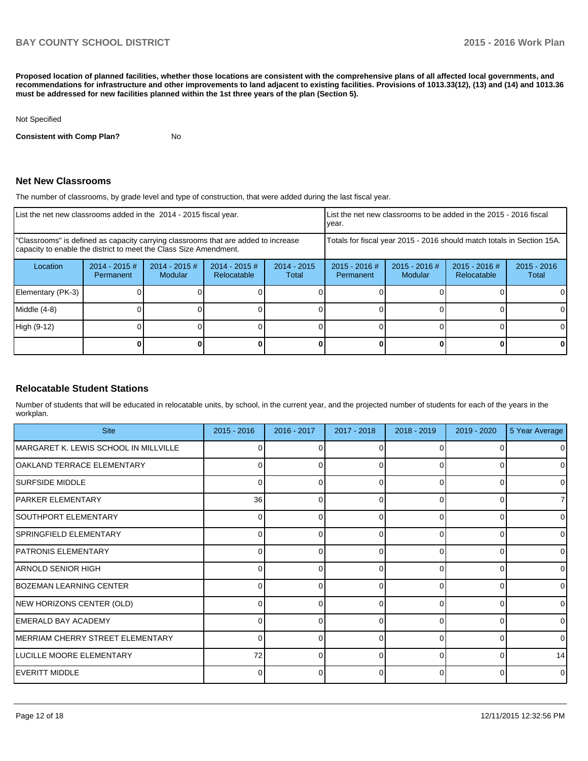**Proposed location of planned facilities, whether those locations are consistent with the comprehensive plans of all affected local governments, and recommendations for infrastructure and other improvements to land adjacent to existing facilities. Provisions of 1013.33(12), (13) and (14) and 1013.36 must be addressed for new facilities planned within the 1st three years of the plan (Section 5).**

Not Specified

**Consistent with Comp Plan?** No

## Net New Classrooms

The number of classrooms, by grade level and type of construction, that were added during the last fiscal year.

| List the net new classrooms added in the 2014 - 2015 fiscal year. | | | | | List the net new classrooms to be added in the 2015 - 2016 fiscal year. | | | |
|---|---|---|---|---|---|---|---|---|
| "Classrooms" is defined as capacity carrying classrooms that are added to increase capacity to enable the district to meet the Class Size Amendment. | | | | | Totals for fiscal year 2015 - 2016 should match totals in Section 15A. | | | |
| Location | 2014 - 2015 # Permanent | 2014 - 2015 # Modular | 2014 - 2015 # Relocatable | 2014 - 2015 Total | 2015 - 2016 # Permanent | 2015 - 2016 # Modular | 2015 - 2016 # Relocatable | 2015 - 2016 Total |
| Elementary (PK-3) | 0 | 0 | 0 | 0 | 0 | 0 | 0 | 0 |
| Middle (4-8) | 0 | 0 | 0 | 0 | 0 | 0 | 0 | 0 |
| High (9-12) | 0 | 0 | 0 | 0 | 0 | 0 | 0 | 0 |
| | **0** | **0** | **0** | **0** | **0** | **0** | **0** | **0** |

## Relocatable Student Stations

Number of students that will be educated in relocatable units, by school, in the current year, and the projected number of students for each of the years in the workplan.

| Site | 2015 - 2016 | 2016 - 2017 | 2017 - 2018 | 2018 - 2019 | 2019 - 2020 | 5 Year Average |
|---|---|---|---|---|---|---|
| MARGARET K. LEWIS SCHOOL IN MILLVILLE | 0 | 0 | 0 | 0 | 0 | 0 |
| OAKLAND TERRACE ELEMENTARY | 0 | 0 | 0 | 0 | 0 | 0 |
| SURFSIDE MIDDLE | 0 | 0 | 0 | 0 | 0 | 0 |
| PARKER ELEMENTARY | 36 | 0 | 0 | 0 | 0 | 7 |
| SOUTHPORT ELEMENTARY | 0 | 0 | 0 | 0 | 0 | 0 |
| SPRINGFIELD ELEMENTARY | 0 | 0 | 0 | 0 | 0 | 0 |
| PATRONIS ELEMENTARY | 0 | 0 | 0 | 0 | 0 | 0 |
| ARNOLD SENIOR HIGH | 0 | 0 | 0 | 0 | 0 | 0 |
| BOZEMAN LEARNING CENTER | 0 | 0 | 0 | 0 | 0 | 0 |
| NEW HORIZONS CENTER (OLD) | 0 | 0 | 0 | 0 | 0 | 0 |
| EMERALD BAY ACADEMY | 0 | 0 | 0 | 0 | 0 | 0 |
| MERRIAM CHERRY STREET ELEMENTARY | 0 | 0 | 0 | 0 | 0 | 0 |
| LUCILLE MOORE ELEMENTARY | 72 | 0 | 0 | 0 | 0 | 14 |
| EVERITT MIDDLE | 0 | 0 | 0 | 0 | 0 | 0 |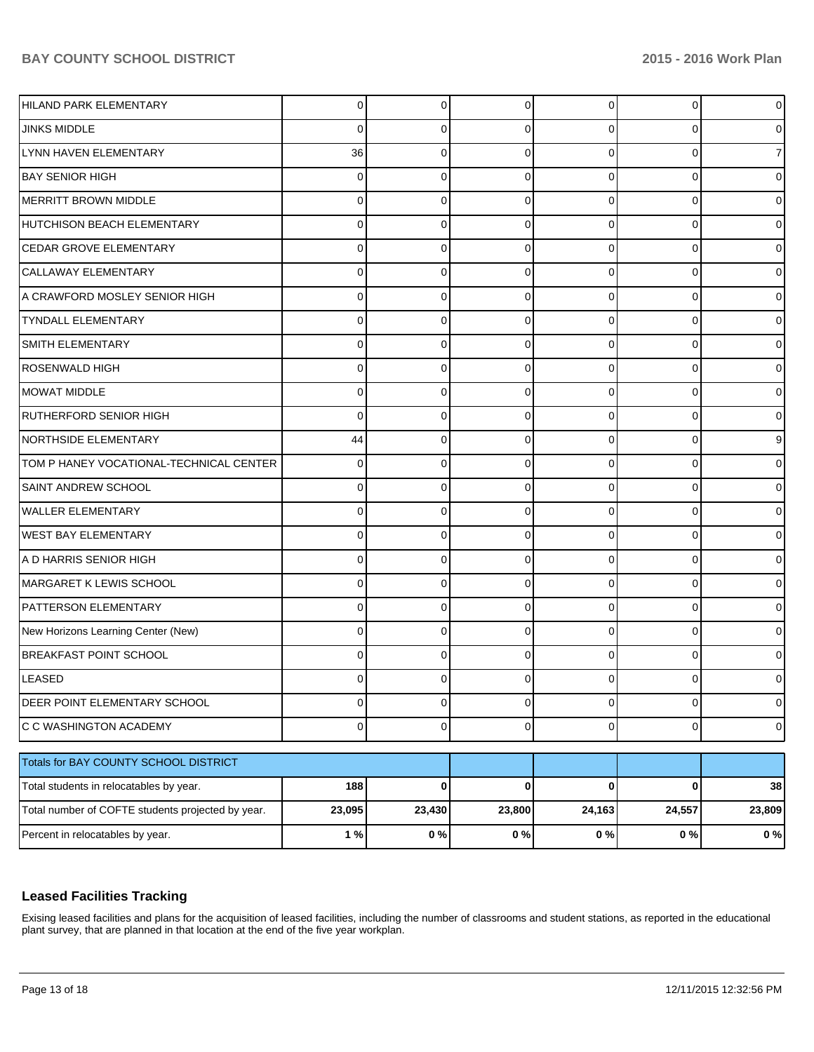| | | | | | | |
|---|---|---|---|---|---|---|
| HILAND PARK ELEMENTARY | 0 | 0 | 0 | 0 | 0 | 0 |
| JINKS MIDDLE | 0 | 0 | 0 | 0 | 0 | 0 |
| LYNN HAVEN ELEMENTARY | 36 | 0 | 0 | 0 | 0 | 7 |
| BAY SENIOR HIGH | 0 | 0 | 0 | 0 | 0 | 0 |
| MERRITT BROWN MIDDLE | 0 | 0 | 0 | 0 | 0 | 0 |
| HUTCHISON BEACH ELEMENTARY | 0 | 0 | 0 | 0 | 0 | 0 |
| CEDAR GROVE ELEMENTARY | 0 | 0 | 0 | 0 | 0 | 0 |
| CALLAWAY ELEMENTARY | 0 | 0 | 0 | 0 | 0 | 0 |
| A CRAWFORD MOSLEY SENIOR HIGH | 0 | 0 | 0 | 0 | 0 | 0 |
| TYNDALL ELEMENTARY | 0 | 0 | 0 | 0 | 0 | 0 |
| SMITH ELEMENTARY | 0 | 0 | 0 | 0 | 0 | 0 |
| ROSENWALD HIGH | 0 | 0 | 0 | 0 | 0 | 0 |
| MOWAT MIDDLE | 0 | 0 | 0 | 0 | 0 | 0 |
| RUTHERFORD SENIOR HIGH | 0 | 0 | 0 | 0 | 0 | 0 |
| NORTHSIDE ELEMENTARY | 44 | 0 | 0 | 0 | 0 | 9 |
| TOM P HANEY VOCATIONAL-TECHNICAL CENTER | 0 | 0 | 0 | 0 | 0 | 0 |
| SAINT ANDREW SCHOOL | 0 | 0 | 0 | 0 | 0 | 0 |
| WALLER ELEMENTARY | 0 | 0 | 0 | 0 | 0 | 0 |
| WEST BAY ELEMENTARY | 0 | 0 | 0 | 0 | 0 | 0 |
| A D HARRIS SENIOR HIGH | 0 | 0 | 0 | 0 | 0 | 0 |
| MARGARET K LEWIS SCHOOL | 0 | 0 | 0 | 0 | 0 | 0 |
| PATTERSON ELEMENTARY | 0 | 0 | 0 | 0 | 0 | 0 |
| New Horizons Learning Center (New) | 0 | 0 | 0 | 0 | 0 | 0 |
| BREAKFAST POINT SCHOOL | 0 | 0 | 0 | 0 | 0 | 0 |
| LEASED | 0 | 0 | 0 | 0 | 0 | 0 |
| DEER POINT ELEMENTARY SCHOOL | 0 | 0 | 0 | 0 | 0 | 0 |
| C C WASHINGTON ACADEMY | 0 | 0 | 0 | 0 | 0 | 0 |

| Totals for BAY COUNTY SCHOOL DISTRICT | | | | | | |
|---|---|---|---|---|---|---|
| Total students in relocatables by year. | **188** | **0** | **0** | **0** | **0** | **38** |
| Total number of COFTE students projected by year. | **23,095** | **23,430** | **23,800** | **24,163** | **24,557** | **23,809** |
| Percent in relocatables by year. | **1 %** | **0 %** | **0 %** | **0 %** | **0 %** | **0 %** |

## Leased Facilities Tracking

Exising leased facilities and plans for the acquisition of leased facilities, including the number of classrooms and student stations, as reported in the educational plant survey, that are planned in that location at the end of the five year workplan.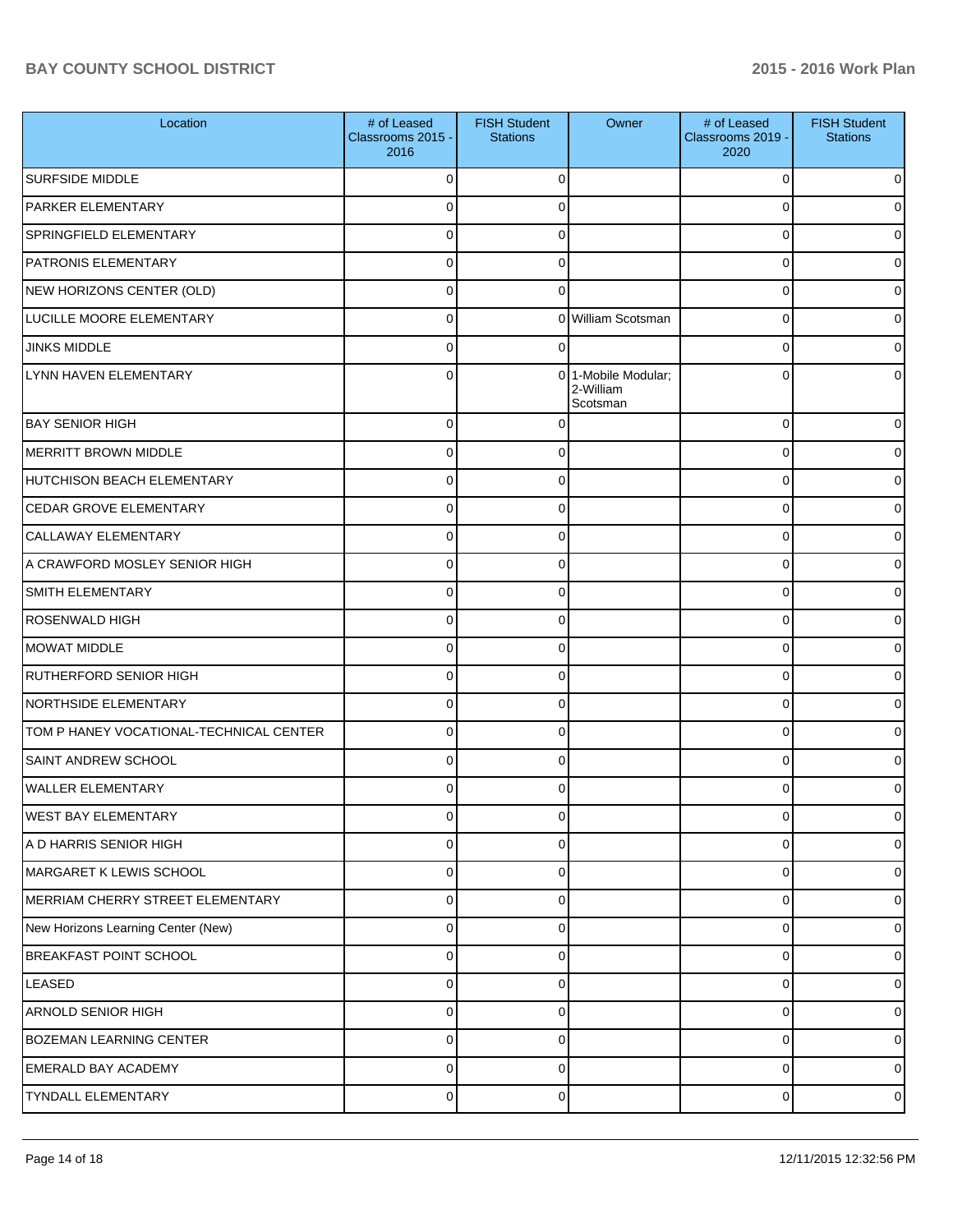| Location | # of Leased Classrooms 2015 - 2016 | FISH Student Stations | Owner | # of Leased Classrooms 2019 - 2020 | FISH Student Stations |
|---|---|---|---|---|---|
| SURFSIDE MIDDLE | 0 | 0 | | 0 | 0 |
| PARKER ELEMENTARY | 0 | 0 | | 0 | 0 |
| SPRINGFIELD ELEMENTARY | 0 | 0 | | 0 | 0 |
| PATRONIS ELEMENTARY | 0 | 0 | | 0 | 0 |
| NEW HORIZONS CENTER (OLD) | 0 | 0 | | 0 | 0 |
| LUCILLE MOORE ELEMENTARY | 0 | 0 | William Scotsman | 0 | 0 |
| JINKS MIDDLE | 0 | 0 | | 0 | 0 |
| LYNN HAVEN ELEMENTARY | 0 | 0 | 1-Mobile Modular; 2-William Scotsman | 0 | 0 |
| BAY SENIOR HIGH | 0 | 0 | | 0 | 0 |
| MERRITT BROWN MIDDLE | 0 | 0 | | 0 | 0 |
| HUTCHISON BEACH ELEMENTARY | 0 | 0 | | 0 | 0 |
| CEDAR GROVE ELEMENTARY | 0 | 0 | | 0 | 0 |
| CALLAWAY ELEMENTARY | 0 | 0 | | 0 | 0 |
| A CRAWFORD MOSLEY SENIOR HIGH | 0 | 0 | | 0 | 0 |
| SMITH ELEMENTARY | 0 | 0 | | 0 | 0 |
| ROSENWALD HIGH | 0 | 0 | | 0 | 0 |
| MOWAT MIDDLE | 0 | 0 | | 0 | 0 |
| RUTHERFORD SENIOR HIGH | 0 | 0 | | 0 | 0 |
| NORTHSIDE ELEMENTARY | 0 | 0 | | 0 | 0 |
| TOM P HANEY VOCATIONAL-TECHNICAL CENTER | 0 | 0 | | 0 | 0 |
| SAINT ANDREW SCHOOL | 0 | 0 | | 0 | 0 |
| WALLER ELEMENTARY | 0 | 0 | | 0 | 0 |
| WEST BAY ELEMENTARY | 0 | 0 | | 0 | 0 |
| A D HARRIS SENIOR HIGH | 0 | 0 | | 0 | 0 |
| MARGARET K LEWIS SCHOOL | 0 | 0 | | 0 | 0 |
| MERRIAM CHERRY STREET ELEMENTARY | 0 | 0 | | 0 | 0 |
| New Horizons Learning Center (New) | 0 | 0 | | 0 | 0 |
| BREAKFAST POINT SCHOOL | 0 | 0 | | 0 | 0 |
| LEASED | 0 | 0 | | 0 | 0 |
| ARNOLD SENIOR HIGH | 0 | 0 | | 0 | 0 |
| BOZEMAN LEARNING CENTER | 0 | 0 | | 0 | 0 |
| EMERALD BAY ACADEMY | 0 | 0 | | 0 | 0 |
| TYNDALL ELEMENTARY | 0 | 0 | | 0 | 0 |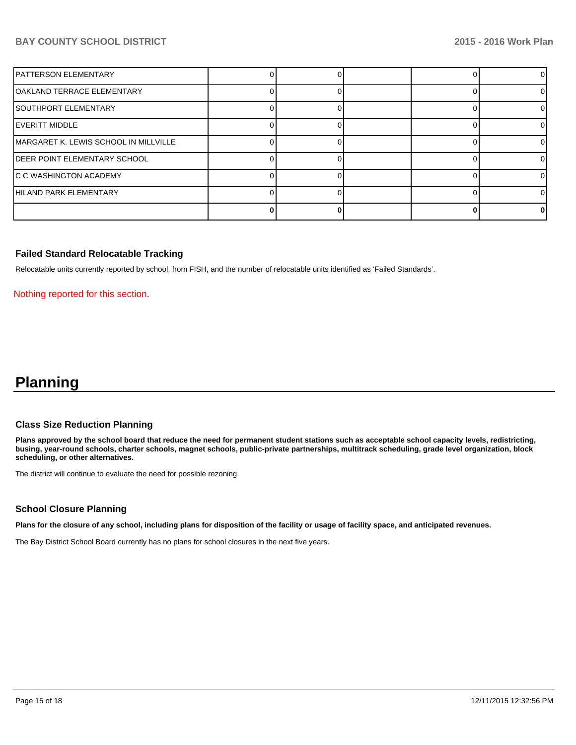| | | | | | |
|---|---|---|---|---|---|
| PATTERSON ELEMENTARY | 0 | 0 | | 0 | 0 |
| OAKLAND TERRACE ELEMENTARY | 0 | 0 | | 0 | 0 |
| SOUTHPORT ELEMENTARY | 0 | 0 | | 0 | 0 |
| EVERITT MIDDLE | 0 | 0 | | 0 | 0 |
| MARGARET K. LEWIS SCHOOL IN MILLVILLE | 0 | 0 | | 0 | 0 |
| DEER POINT ELEMENTARY SCHOOL | 0 | 0 | | 0 | 0 |
| C C WASHINGTON ACADEMY | 0 | 0 | | 0 | 0 |
| HILAND PARK ELEMENTARY | 0 | 0 | | 0 | 0 |
| | **0** | **0** | | **0** | **0** |

### Failed Standard Relocatable Tracking

Relocatable units currently reported by school, from FISH, and the number of relocatable units identified as 'Failed Standards'.

Nothing reported for this section.

# Planning

### Class Size Reduction Planning

**Plans approved by the school board that reduce the need for permanent student stations such as acceptable school capacity levels, redistricting, busing, year-round schools, charter schools, magnet schools, public-private partnerships, multitrack scheduling, grade level organization, block scheduling, or other alternatives.**

The district will continue to evaluate the need for possible rezoning.

### School Closure Planning

**Plans for the closure of any school, including plans for disposition of the facility or usage of facility space, and anticipated revenues.**

The Bay District School Board currently has no plans for school closures in the next five years.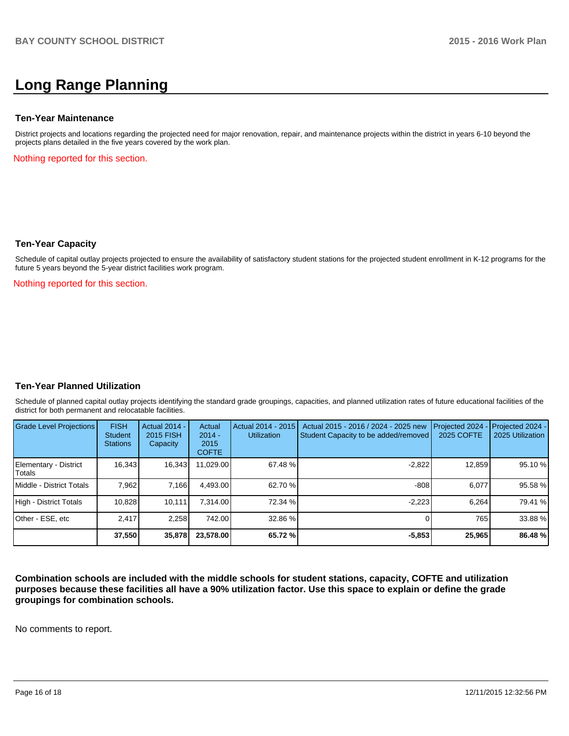# Long Range Planning

### Ten-Year Maintenance

District projects and locations regarding the projected need for major renovation, repair, and maintenance projects within the district in years 6-10 beyond the projects plans detailed in the five years covered by the work plan.

Nothing reported for this section.

### Ten-Year Capacity

Schedule of capital outlay projects projected to ensure the availability of satisfactory student stations for the projected student enrollment in K-12 programs for the future 5 years beyond the 5-year district facilities work program.

Nothing reported for this section.

### Ten-Year Planned Utilization

Schedule of planned capital outlay projects identifying the standard grade groupings, capacities, and planned utilization rates of future educational facilities of the district for both permanent and relocatable facilities.

| Grade Level Projections | FISH Student Stations | Actual 2014 - 2015 FISH Capacity | Actual 2014 - 2015 COFTE | Actual 2014 - 2015 Utilization | Actual 2015 - 2016 / 2024 - 2025 new Student Capacity to be added/removed | Projected 2024 - 2025 COFTE | Projected 2024 - 2025 Utilization |
|---|---|---|---|---|---|---|---|
| Elementary - District Totals | 16,343 | 16,343 | 11,029.00 | 67.48 % | -2,822 | 12,859 | 95.10 % |
| Middle - District Totals | 7,962 | 7,166 | 4,493.00 | 62.70 % | -808 | 6,077 | 95.58 % |
| High - District Totals | 10,828 | 10,111 | 7,314.00 | 72.34 % | -2,223 | 6,264 | 79.41 % |
| Other - ESE, etc | 2,417 | 2,258 | 742.00 | 32.86 % | 0 | 765 | 33.88 % |
| | **37,550** | **35,878** | **23,578.00** | **65.72 %** | **-5,853** | **25,965** | **86.48 %** |

**Combination schools are included with the middle schools for student stations, capacity, COFTE and utilization purposes because these facilities all have a 90% utilization factor. Use this space to explain or define the grade groupings for combination schools.**

No comments to report.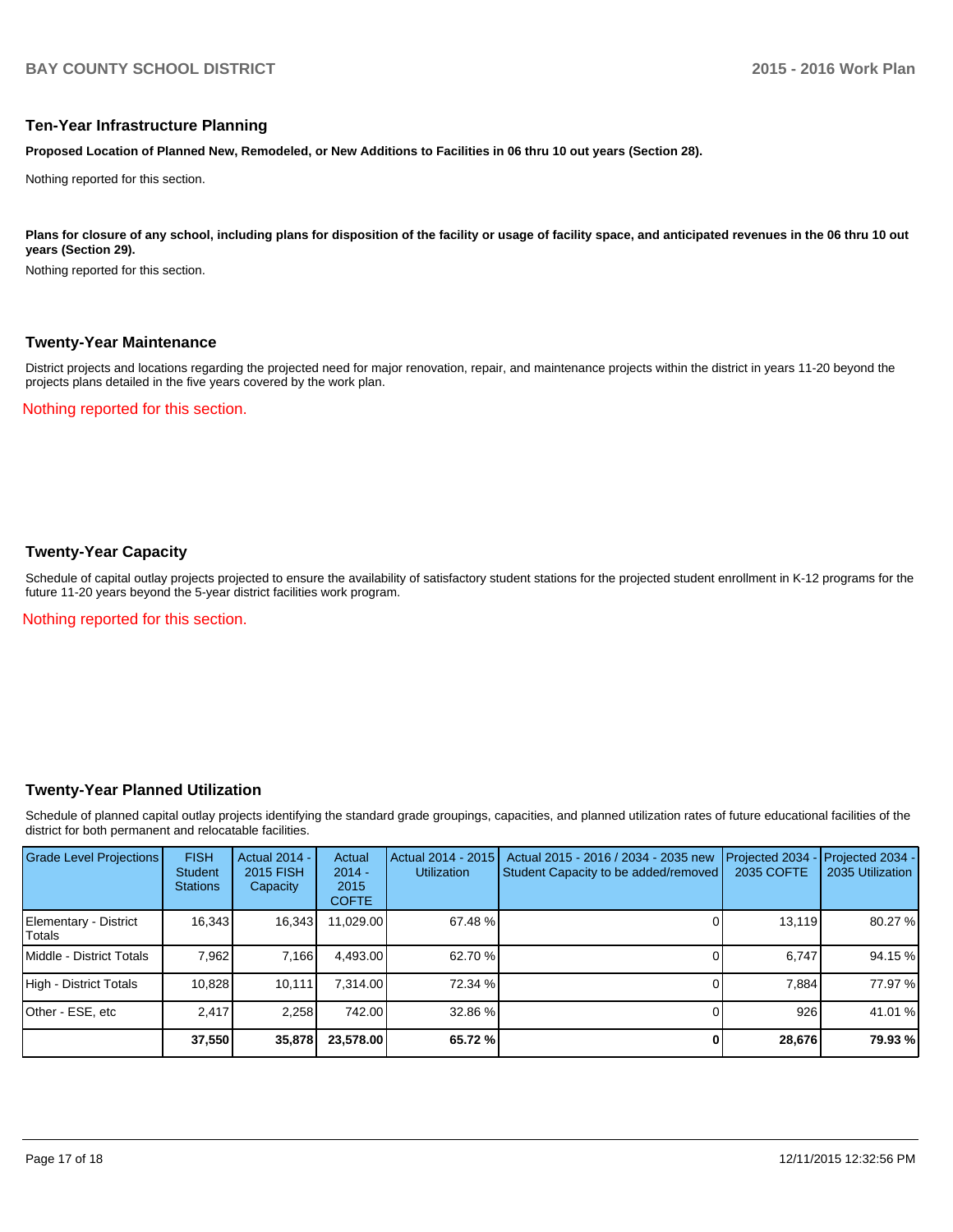## Ten-Year Infrastructure Planning

**Proposed Location of Planned New, Remodeled, or New Additions to Facilities in 06 thru 10 out years (Section 28).**

Nothing reported for this section.

**Plans for closure of any school, including plans for disposition of the facility or usage of facility space, and anticipated revenues in the 06 thru 10 out years (Section 29).**

Nothing reported for this section.

## Twenty-Year Maintenance

District projects and locations regarding the projected need for major renovation, repair, and maintenance projects within the district in years 11-20 beyond the projects plans detailed in the five years covered by the work plan.

Nothing reported for this section.

## Twenty-Year Capacity

Schedule of capital outlay projects projected to ensure the availability of satisfactory student stations for the projected student enrollment in K-12 programs for the future 11-20 years beyond the 5-year district facilities work program.

Nothing reported for this section.

## Twenty-Year Planned Utilization

Schedule of planned capital outlay projects identifying the standard grade groupings, capacities, and planned utilization rates of future educational facilities of the district for both permanent and relocatable facilities.

| Grade Level Projections | FISH Student Stations | Actual 2014 - 2015 FISH Capacity | Actual 2014 - 2015 COFTE | Actual 2014 - 2015 Utilization | Actual 2015 - 2016 / 2034 - 2035 new Student Capacity to be added/removed | Projected 2034 - 2035 COFTE | Projected 2034 - 2035 Utilization |
|---|---|---|---|---|---|---|---|
| Elementary - District Totals | 16,343 | 16,343 | 11,029.00 | 67.48 % | 0 | 13,119 | 80.27 % |
| Middle - District Totals | 7,962 | 7,166 | 4,493.00 | 62.70 % | 0 | 6,747 | 94.15 % |
| High - District Totals | 10,828 | 10,111 | 7,314.00 | 72.34 % | 0 | 7,884 | 77.97 % |
| Other - ESE, etc | 2,417 | 2,258 | 742.00 | 32.86 % | 0 | 926 | 41.01 % |
| | **37,550** | **35,878** | **23,578.00** | **65.72 %** | **0** | **28,676** | **79.93 %** |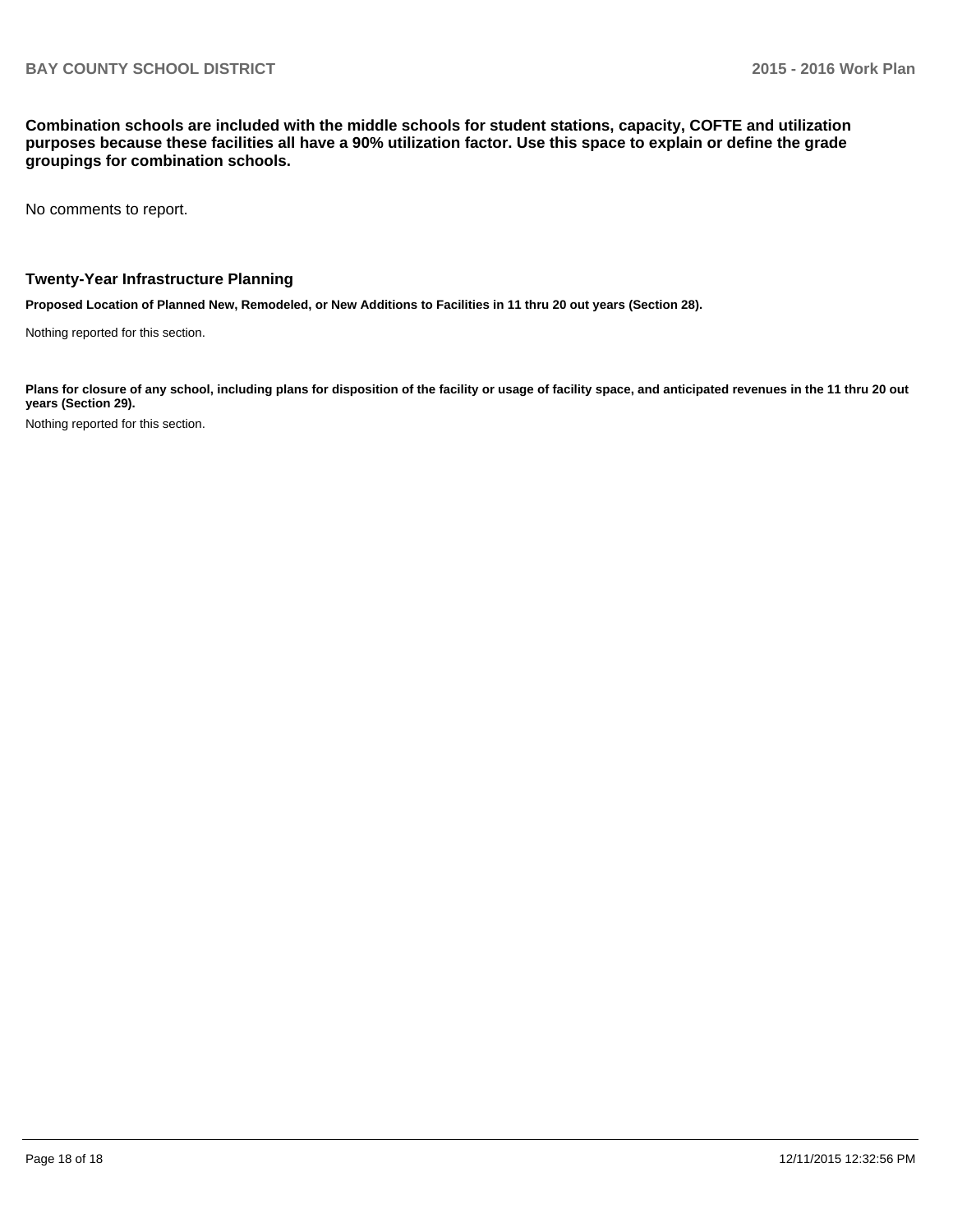**Combination schools are included with the middle schools for student stations, capacity, COFTE and utilization purposes because these facilities all have a 90% utilization factor. Use this space to explain or define the grade groupings for combination schools.**

No comments to report.

## Twenty-Year Infrastructure Planning

**Proposed Location of Planned New, Remodeled, or New Additions to Facilities in 11 thru 20 out years (Section 28).**

Nothing reported for this section.

**Plans for closure of any school, including plans for disposition of the facility or usage of facility space, and anticipated revenues in the 11 thru 20 out years (Section 29).**

Nothing reported for this section.